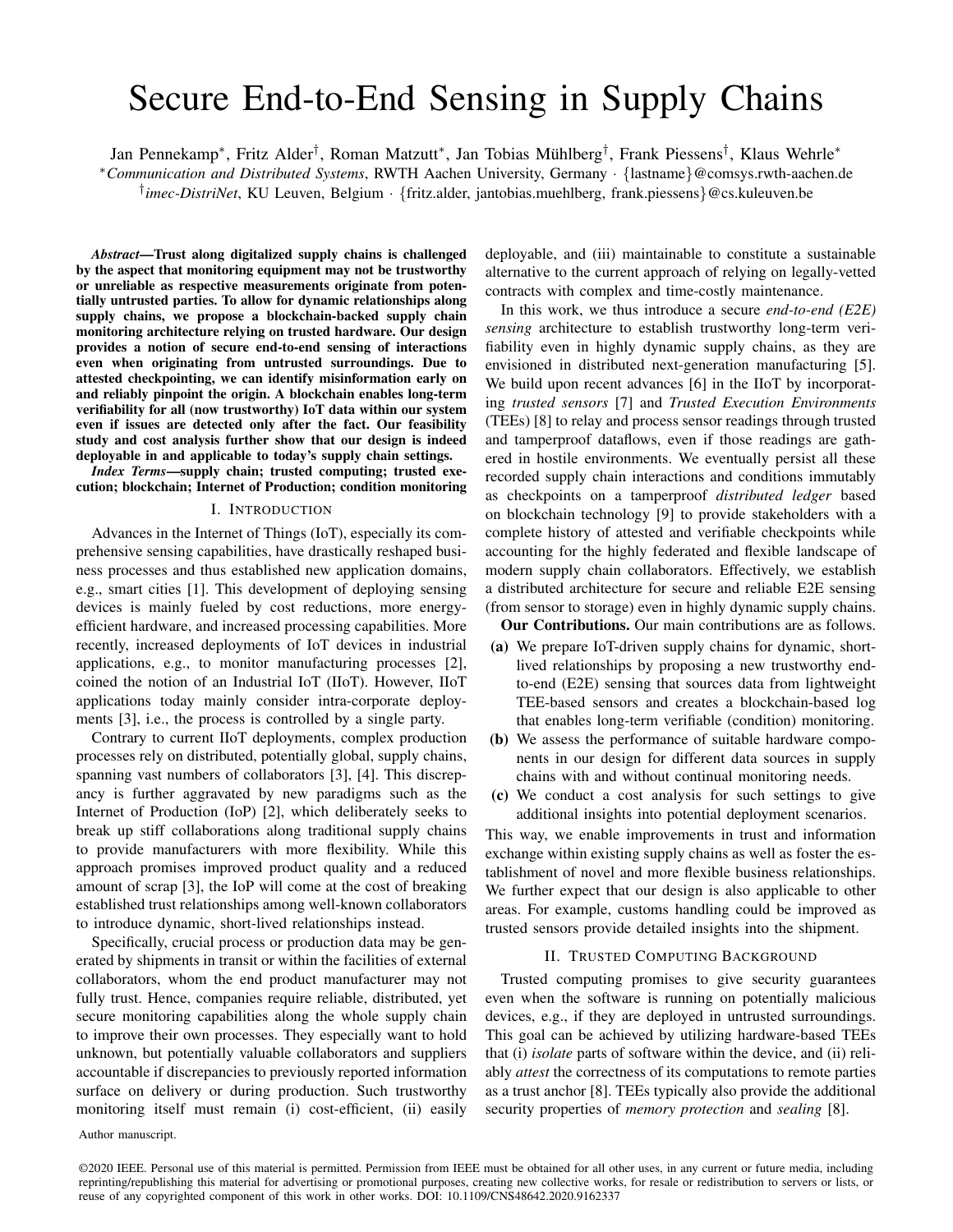# Secure End-to-End Sensing in Supply Chains

Jan Pennekamp*, Fritz Alder†, Roman Matzutt*, Jan Tobias Mühlberg†, Frank Piessens†, Klaus Wehrle*

**Communication and Distributed Systems*, RWTH Aachen University, Germany · {lastname}@comsys.rwth-aachen.de

†*imec-DistriNet*, KU Leuven, Belgium · {fritz.alder, jantobias.muehlberg, frank.piessens}@cs.kuleuven.be

***Abstract*—Trust along digitalized supply chains is challenged by the aspect that monitoring equipment may not be trustworthy or unreliable as respective measurements originate from potentially untrusted parties. To allow for dynamic relationships along supply chains, we propose a blockchain-backed supply chain monitoring architecture relying on trusted hardware. Our design provides a notion of secure end-to-end sensing of interactions even when originating from untrusted surroundings. Due to attested checkpointing, we can identify misinformation early on and reliably pinpoint the origin. A blockchain enables long-term verifiability for all (now trustworthy) IoT data within our system even if issues are detected only after the fact. Our feasibility study and cost analysis further show that our design is indeed deployable in and applicable to today's supply chain settings.**

***Index Terms*—supply chain; trusted computing; trusted execution; blockchain; Internet of Production; condition monitoring**

## I. Introduction

Advances in the Internet of Things (IoT), especially its comprehensive sensing capabilities, have drastically reshaped business processes and thus established new application domains, e.g., smart cities [1]. This development of deploying sensing devices is mainly fueled by cost reductions, more energy-efficient hardware, and increased processing capabilities. More recently, increased deployments of IoT devices in industrial applications, e.g., to monitor manufacturing processes [2], coined the notion of an Industrial IoT (IIoT). However, IIoT applications today mainly consider intra-corporate deployments [3], i.e., the process is controlled by a single party.

Contrary to current IIoT deployments, complex production processes rely on distributed, potentially global, supply chains, spanning vast numbers of collaborators [3], [4]. This discrepancy is further aggravated by new paradigms such as the Internet of Production (IoP) [2], which deliberately seeks to break up stiff collaborations along traditional supply chains to provide manufacturers with more flexibility. While this approach promises improved product quality and a reduced amount of scrap [3], the IoP will come at the cost of breaking established trust relationships among well-known collaborators to introduce dynamic, short-lived relationships instead.

Specifically, crucial process or production data may be generated by shipments in transit or within the facilities of external collaborators, whom the end product manufacturer may not fully trust. Hence, companies require reliable, distributed, yet secure monitoring capabilities along the whole supply chain to improve their own processes. They especially want to hold unknown, but potentially valuable collaborators and suppliers accountable if discrepancies to previously reported information surface on delivery or during production. Such trustworthy monitoring itself must remain (i) cost-efficient, (ii) easily deployable, and (iii) maintainable to constitute a sustainable alternative to the current approach of relying on legally-vetted contracts with complex and time-costly maintenance.

In this work, we thus introduce a secure *end-to-end (E2E) sensing* architecture to establish trustworthy long-term verifiability even in highly dynamic supply chains, as they are envisioned in distributed next-generation manufacturing [5]. We build upon recent advances [6] in the IIoT by incorporating *trusted sensors* [7] and *Trusted Execution Environments* (TEEs) [8] to relay and process sensor readings through trusted and tamperproof dataflows, even if those readings are gathered in hostile environments. We eventually persist all these recorded supply chain interactions and conditions immutably as checkpoints on a tamperproof *distributed ledger* based on blockchain technology [9] to provide stakeholders with a complete history of attested and verifiable checkpoints while accounting for the highly federated and flexible landscape of modern supply chain collaborators. Effectively, we establish a distributed architecture for secure and reliable E2E sensing (from sensor to storage) even in highly dynamic supply chains.

**Our Contributions.** Our main contributions are as follows.

- **(a)** We prepare IoT-driven supply chains for dynamic, short-lived relationships by proposing a new trustworthy end-to-end (E2E) sensing that sources data from lightweight TEE-based sensors and creates a blockchain-based log that enables long-term verifiable (condition) monitoring.
- **(b)** We assess the performance of suitable hardware components in our design for different data sources in supply chains with and without continual monitoring needs.
- **(c)** We conduct a cost analysis for such settings to give additional insights into potential deployment scenarios.

This way, we enable improvements in trust and information exchange within existing supply chains as well as foster the establishment of novel and more flexible business relationships. We further expect that our design is also applicable to other areas. For example, customs handling could be improved as trusted sensors provide detailed insights into the shipment.

## II. Trusted Computing Background

Trusted computing promises to give security guarantees even when the software is running on potentially malicious devices, e.g., if they are deployed in untrusted surroundings. This goal can be achieved by utilizing hardware-based TEEs that (i) *isolate* parts of software within the device, and (ii) reliably *attest* the correctness of its computations to remote parties as a trust anchor [8]. TEEs typically also provide the additional security properties of *memory protection* and *sealing* [8].

Author manuscript.

©2020 IEEE. Personal use of this material is permitted. Permission from IEEE must be obtained for all other uses, in any current or future media, including reprinting/republishing this material for advertising or promotional purposes, creating new collective works, for resale or redistribution to servers or lists, or reuse of any copyrighted component of this work in other works. DOI: 10.1109/CNS48642.2020.9162337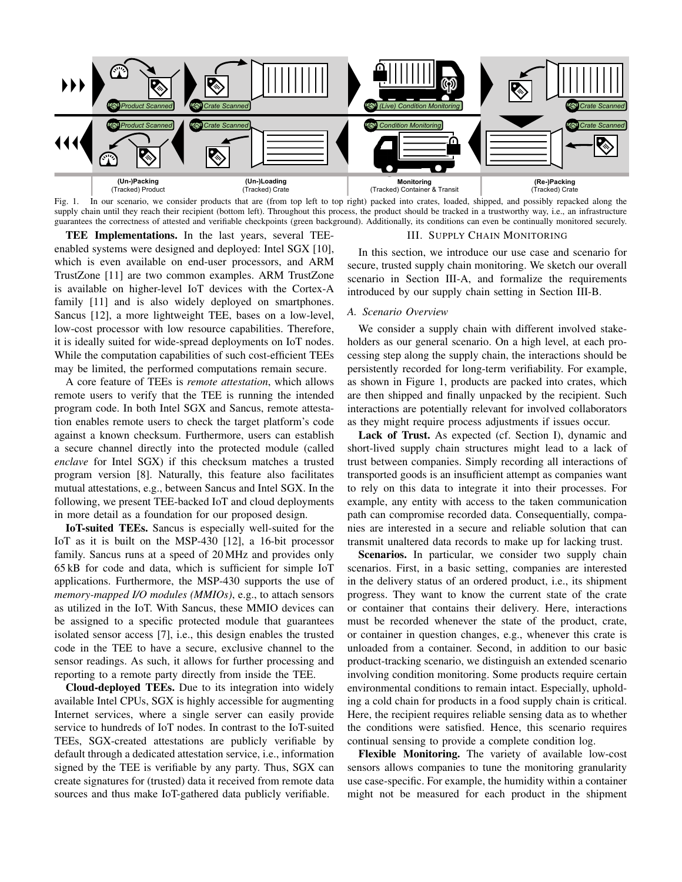Product Scanned

Crate Scanned

(Live) Condition Monitoring

Crate Scanned

Product Scanned

Crate Scanned

Condition Monitoring

Crate Scanned

(Un-)Packing
(Tracked) Product

(Un-)Loading
(Tracked) Crate

Monitoring
(Tracked) Container & Transit

(Re-)Packing
(Tracked) Crate

Fig. 1. In our scenario, we consider products that are (from top left to top right) packed into crates, loaded, shipped, and possibly repacked along the supply chain until they reach their recipient (bottom left). Throughout this process, the product should be tracked in a trustworthy way, i.e., an infrastructure guarantees the correctness of attested and verifiable checkpoints (green background). Additionally, its conditions can even be continually monitored securely.

**TEE Implementations.** In the last years, several TEE-enabled systems were designed and deployed: Intel SGX [10], which is even available on end-user processors, and ARM TrustZone [11] are two common examples. ARM TrustZone is available on higher-level IoT devices with the Cortex-A family [11] and is also widely deployed on smartphones. Sancus [12], a more lightweight TEE, bases on a low-level, low-cost processor with low resource capabilities. Therefore, it is ideally suited for wide-spread deployments on IoT nodes. While the computation capabilities of such cost-efficient TEEs may be limited, the performed computations remain secure.

A core feature of TEEs is *remote attestation*, which allows remote users to verify that the TEE is running the intended program code. In both Intel SGX and Sancus, remote attestation enables remote users to check the target platform's code against a known checksum. Furthermore, users can establish a secure channel directly into the protected module (called *enclave* for Intel SGX) if this checksum matches a trusted program version [8]. Naturally, this feature also facilitates mutual attestations, e.g., between Sancus and Intel SGX. In the following, we present TEE-backed IoT and cloud deployments in more detail as a foundation for our proposed design.

**IoT-suited TEEs.** Sancus is especially well-suited for the IoT as it is built on the MSP-430 [12], a 16-bit processor family. Sancus runs at a speed of 20 MHz and provides only 65 kB for code and data, which is sufficient for simple IoT applications. Furthermore, the MSP-430 supports the use of *memory-mapped I/O modules (MMIOs)*, e.g., to attach sensors as utilized in the IoT. With Sancus, these MMIO devices can be assigned to a specific protected module that guarantees isolated sensor access [7], i.e., this design enables the trusted code in the TEE to have a secure, exclusive channel to the sensor readings. As such, it allows for further processing and reporting to a remote party directly from inside the TEE.

**Cloud-deployed TEEs.** Due to its integration into widely available Intel CPUs, SGX is highly accessible for augmenting Internet services, where a single server can easily provide service to hundreds of IoT nodes. In contrast to the IoT-suited TEEs, SGX-created attestations are publicly verifiable by default through a dedicated attestation service, i.e., information signed by the TEE is verifiable by any party. Thus, SGX can create signatures for (trusted) data it received from remote data sources and thus make IoT-gathered data publicly verifiable.

## III. Supply Chain Monitoring

In this section, we introduce our use case and scenario for secure, trusted supply chain monitoring. We sketch our overall scenario in Section III-A, and formalize the requirements introduced by our supply chain setting in Section III-B.

### A. Scenario Overview

We consider a supply chain with different involved stakeholders as our general scenario. On a high level, at each processing step along the supply chain, the interactions should be persistently recorded for long-term verifiability. For example, as shown in Figure 1, products are packed into crates, which are then shipped and finally unpacked by the recipient. Such interactions are potentially relevant for involved collaborators as they might require process adjustments if issues occur.

**Lack of Trust.** As expected (cf. Section I), dynamic and short-lived supply chain structures might lead to a lack of trust between companies. Simply recording all interactions of transported goods is an insufficient attempt as companies want to rely on this data to integrate it into their processes. For example, any entity with access to the taken communication path can compromise recorded data. Consequentially, companies are interested in a secure and reliable solution that can transmit unaltered data records to make up for lacking trust.

**Scenarios.** In particular, we consider two supply chain scenarios. First, in a basic setting, companies are interested in the delivery status of an ordered product, i.e., its shipment progress. They want to know the current state of the crate or container that contains their delivery. Here, interactions must be recorded whenever the state of the product, crate, or container in question changes, e.g., whenever this crate is unloaded from a container. Second, in addition to our basic product-tracking scenario, we distinguish an extended scenario involving condition monitoring. Some products require certain environmental conditions to remain intact. Especially, upholding a cold chain for products in a food supply chain is critical. Here, the recipient requires reliable sensing data as to whether the conditions were satisfied. Hence, this scenario requires continual sensing to provide a complete condition log.

**Flexible Monitoring.** The variety of available low-cost sensors allows companies to tune the monitoring granularity use case-specific. For example, the humidity within a container might not be measured for each product in the shipment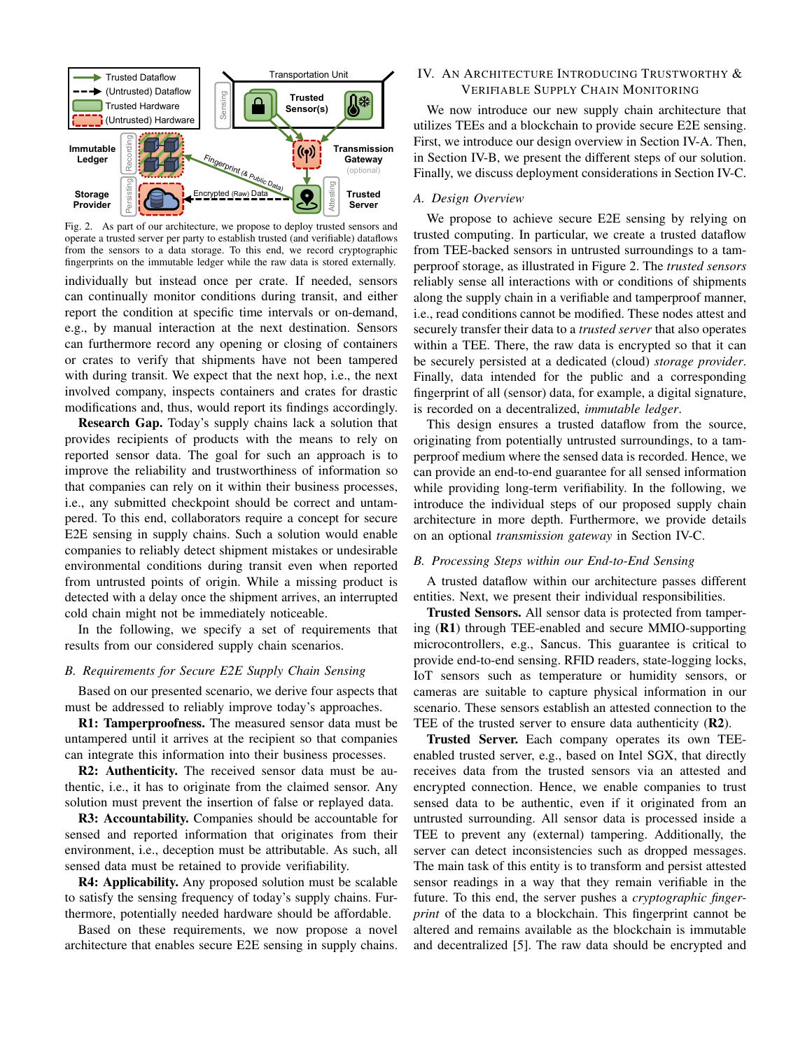Trusted Dataflow
(Untrusted) Dataflow
Trusted Hardware
(Untrusted) Hardware

Transportation Unit
Sensing
Trusted Sensor(s)
Immutable Ledger
Recording
Transmission Gateway (optional)
Fingerprint (& Public Data)
Storage Provider
Persisting
Encrypted (Raw) Data
Attesting
Trusted Server

Fig. 2. As part of our architecture, we propose to deploy trusted sensors and operate a trusted server per party to establish trusted (and verifiable) dataflows from the sensors to a data storage. To this end, we record cryptographic fingerprints on the immutable ledger while the raw data is stored externally.

individually but instead once per crate. If needed, sensors can continually monitor conditions during transit, and either report the condition at specific time intervals or on-demand, e.g., by manual interaction at the next destination. Sensors can furthermore record any opening or closing of containers or crates to verify that shipments have not been tampered with during transit. We expect that the next hop, i.e., the next involved company, inspects containers and crates for drastic modifications and, thus, would report its findings accordingly.

**Research Gap.** Today's supply chains lack a solution that provides recipients of products with the means to rely on reported sensor data. The goal for such an approach is to improve the reliability and trustworthiness of information so that companies can rely on it within their business processes, i.e., any submitted checkpoint should be correct and untampered. To this end, collaborators require a concept for secure E2E sensing in supply chains. Such a solution would enable companies to reliably detect shipment mistakes or undesirable environmental conditions during transit even when reported from untrusted points of origin. While a missing product is detected with a delay once the shipment arrives, an interrupted cold chain might not be immediately noticeable.

In the following, we specify a set of requirements that results from our considered supply chain scenarios.

## B. Requirements for Secure E2E Supply Chain Sensing

Based on our presented scenario, we derive four aspects that must be addressed to reliably improve today's approaches.

**R1: Tamperproofness.** The measured sensor data must be untampered until it arrives at the recipient so that companies can integrate this information into their business processes.

**R2: Authenticity.** The received sensor data must be authentic, i.e., it has to originate from the claimed sensor. Any solution must prevent the insertion of false or replayed data.

**R3: Accountability.** Companies should be accountable for sensed and reported information that originates from their environment, i.e., deception must be attributable. As such, all sensed data must be retained to provide verifiability.

**R4: Applicability.** Any proposed solution must be scalable to satisfy the sensing frequency of today's supply chains. Furthermore, potentially needed hardware should be affordable.

Based on these requirements, we now propose a novel architecture that enables secure E2E sensing in supply chains.

# IV. An Architecture Introducing Trustworthy & Verifiable Supply Chain Monitoring

We now introduce our new supply chain architecture that utilizes TEEs and a blockchain to provide secure E2E sensing. First, we introduce our design overview in Section IV-A. Then, in Section IV-B, we present the different steps of our solution. Finally, we discuss deployment considerations in Section IV-C.

## A. Design Overview

We propose to achieve secure E2E sensing by relying on trusted computing. In particular, we create a trusted dataflow from TEE-backed sensors in untrusted surroundings to a tamperproof storage, as illustrated in Figure 2. The *trusted sensors* reliably sense all interactions with or conditions of shipments along the supply chain in a verifiable and tamperproof manner, i.e., read conditions cannot be modified. These nodes attest and securely transfer their data to a *trusted server* that also operates within a TEE. There, the raw data is encrypted so that it can be securely persisted at a dedicated (cloud) *storage provider*. Finally, data intended for the public and a corresponding fingerprint of all (sensor) data, for example, a digital signature, is recorded on a decentralized, *immutable ledger*.

This design ensures a trusted dataflow from the source, originating from potentially untrusted surroundings, to a tamperproof medium where the sensed data is recorded. Hence, we can provide an end-to-end guarantee for all sensed information while providing long-term verifiability. In the following, we introduce the individual steps of our proposed supply chain architecture in more depth. Furthermore, we provide details on an optional *transmission gateway* in Section IV-C.

## B. Processing Steps within our End-to-End Sensing

A trusted dataflow within our architecture passes different entities. Next, we present their individual responsibilities.

**Trusted Sensors.** All sensor data is protected from tampering (**R1**) through TEE-enabled and secure MMIO-supporting microcontrollers, e.g., Sancus. This guarantee is critical to provide end-to-end sensing. RFID readers, state-logging locks, IoT sensors such as temperature or humidity sensors, or cameras are suitable to capture physical information in our scenario. These sensors establish an attested connection to the TEE of the trusted server to ensure data authenticity (**R2**).

**Trusted Server.** Each company operates its own TEE-enabled trusted server, e.g., based on Intel SGX, that directly receives data from the trusted sensors via an attested and encrypted connection. Hence, we enable companies to trust sensed data to be authentic, even if it originated from an untrusted surrounding. All sensor data is processed inside a TEE to prevent any (external) tampering. Additionally, the server can detect inconsistencies such as dropped messages. The main task of this entity is to transform and persist attested sensor readings in a way that they remain verifiable in the future. To this end, the server pushes a *cryptographic fingerprint* of the data to a blockchain. This fingerprint cannot be altered and remains available as the blockchain is immutable and decentralized [5]. The raw data should be encrypted and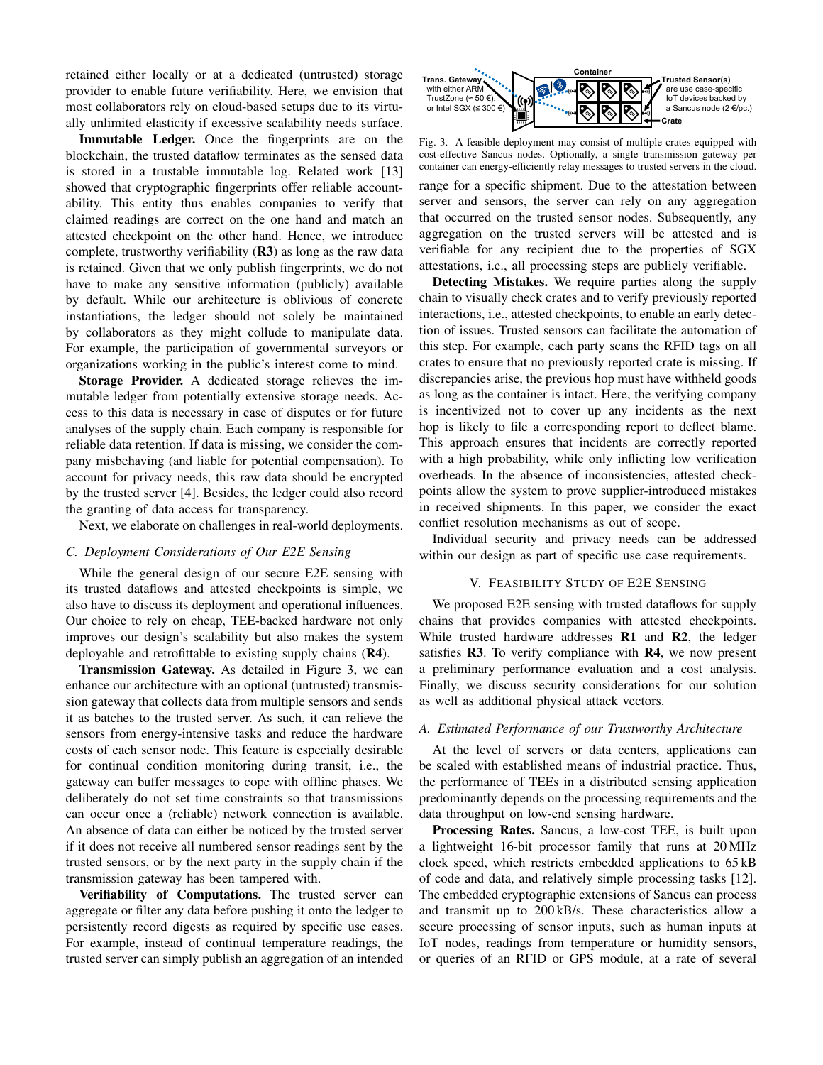retained either locally or at a dedicated (untrusted) storage provider to enable future verifiability. Here, we envision that most collaborators rely on cloud-based setups due to its virtually unlimited elasticity if excessive scalability needs surface.

**Immutable Ledger.** Once the fingerprints are on the blockchain, the trusted dataflow terminates as the sensed data is stored in a trustable immutable log. Related work [13] showed that cryptographic fingerprints offer reliable accountability. This entity thus enables companies to verify that claimed readings are correct on the one hand and match an attested checkpoint on the other hand. Hence, we introduce complete, trustworthy verifiability (**R3**) as long as the raw data is retained. Given that we only publish fingerprints, we do not have to make any sensitive information (publicly) available by default. While our architecture is oblivious of concrete instantiations, the ledger should not solely be maintained by collaborators as they might collude to manipulate data. For example, the participation of governmental surveyors or organizations working in the public's interest come to mind.

**Storage Provider.** A dedicated storage relieves the immutable ledger from potentially extensive storage needs. Access to this data is necessary in case of disputes or for future analyses of the supply chain. Each company is responsible for reliable data retention. If data is missing, we consider the company misbehaving (and liable for potential compensation). To account for privacy needs, this raw data should be encrypted by the trusted server [4]. Besides, the ledger could also record the granting of data access for transparency.

Next, we elaborate on challenges in real-world deployments.

### C. Deployment Considerations of Our E2E Sensing

While the general design of our secure E2E sensing with its trusted dataflows and attested checkpoints is simple, we also have to discuss its deployment and operational influences. Our choice to rely on cheap, TEE-backed hardware not only improves our design's scalability but also makes the system deployable and retrofittable to existing supply chains (**R4**).

**Transmission Gateway.** As detailed in Figure 3, we can enhance our architecture with an optional (untrusted) transmission gateway that collects data from multiple sensors and sends it as batches to the trusted server. As such, it can relieve the sensors from energy-intensive tasks and reduce the hardware costs of each sensor node. This feature is especially desirable for continual condition monitoring during transit, i.e., the gateway can buffer messages to cope with offline phases. We deliberately do not set time constraints so that transmissions can occur once a (reliable) network connection is available. An absence of data can either be noticed by the trusted server if it does not receive all numbered sensor readings sent by the trusted sensors, or by the next party in the supply chain if the transmission gateway has been tampered with.

**Verifiability of Computations.** The trusted server can aggregate or filter any data before pushing it onto the ledger to persistently record digests as required by specific use cases. For example, instead of continual temperature readings, the trusted server can simply publish an aggregation of an intended

Trans. Gateway with either ARM TrustZone (≈ 50 €), or Intel SGX (≤ 300 €) — Container — Trusted Sensor(s) are use case-specific IoT devices backed by a Sancus node (2 €/pc.) — Crate

Fig. 3. A feasible deployment may consist of multiple crates equipped with cost-effective Sancus nodes. Optionally, a single transmission gateway per container can energy-efficiently relay messages to trusted servers in the cloud.

range for a specific shipment. Due to the attestation between server and sensors, the server can rely on any aggregation that occurred on the trusted sensor nodes. Subsequently, any aggregation on the trusted servers will be attested and is verifiable for any recipient due to the properties of SGX attestations, i.e., all processing steps are publicly verifiable.

**Detecting Mistakes.** We require parties along the supply chain to visually check crates and to verify previously reported interactions, i.e., attested checkpoints, to enable an early detection of issues. Trusted sensors can facilitate the automation of this step. For example, each party scans the RFID tags on all crates to ensure that no previously reported crate is missing. If discrepancies arise, the previous hop must have withheld goods as long as the container is intact. Here, the verifying company is incentivized not to cover up any incidents as the next hop is likely to file a corresponding report to deflect blame. This approach ensures that incidents are correctly reported with a high probability, while only inflicting low verification overheads. In the absence of inconsistencies, attested checkpoints allow the system to prove supplier-introduced mistakes in received shipments. In this paper, we consider the exact conflict resolution mechanisms as out of scope.

Individual security and privacy needs can be addressed within our design as part of specific use case requirements.

## V. Feasibility Study of E2E Sensing

We proposed E2E sensing with trusted dataflows for supply chains that provides companies with attested checkpoints. While trusted hardware addresses **R1** and **R2**, the ledger satisfies **R3**. To verify compliance with **R4**, we now present a preliminary performance evaluation and a cost analysis. Finally, we discuss security considerations for our solution as well as additional physical attack vectors.

### A. Estimated Performance of our Trustworthy Architecture

At the level of servers or data centers, applications can be scaled with established means of industrial practice. Thus, the performance of TEEs in a distributed sensing application predominantly depends on the processing requirements and the data throughput on low-end sensing hardware.

**Processing Rates.** Sancus, a low-cost TEE, is built upon a lightweight 16-bit processor family that runs at 20 MHz clock speed, which restricts embedded applications to 65 kB of code and data, and relatively simple processing tasks [12]. The embedded cryptographic extensions of Sancus can process and transmit up to 200 kB/s. These characteristics allow a secure processing of sensor inputs, such as human inputs at IoT nodes, readings from temperature or humidity sensors, or queries of an RFID or GPS module, at a rate of several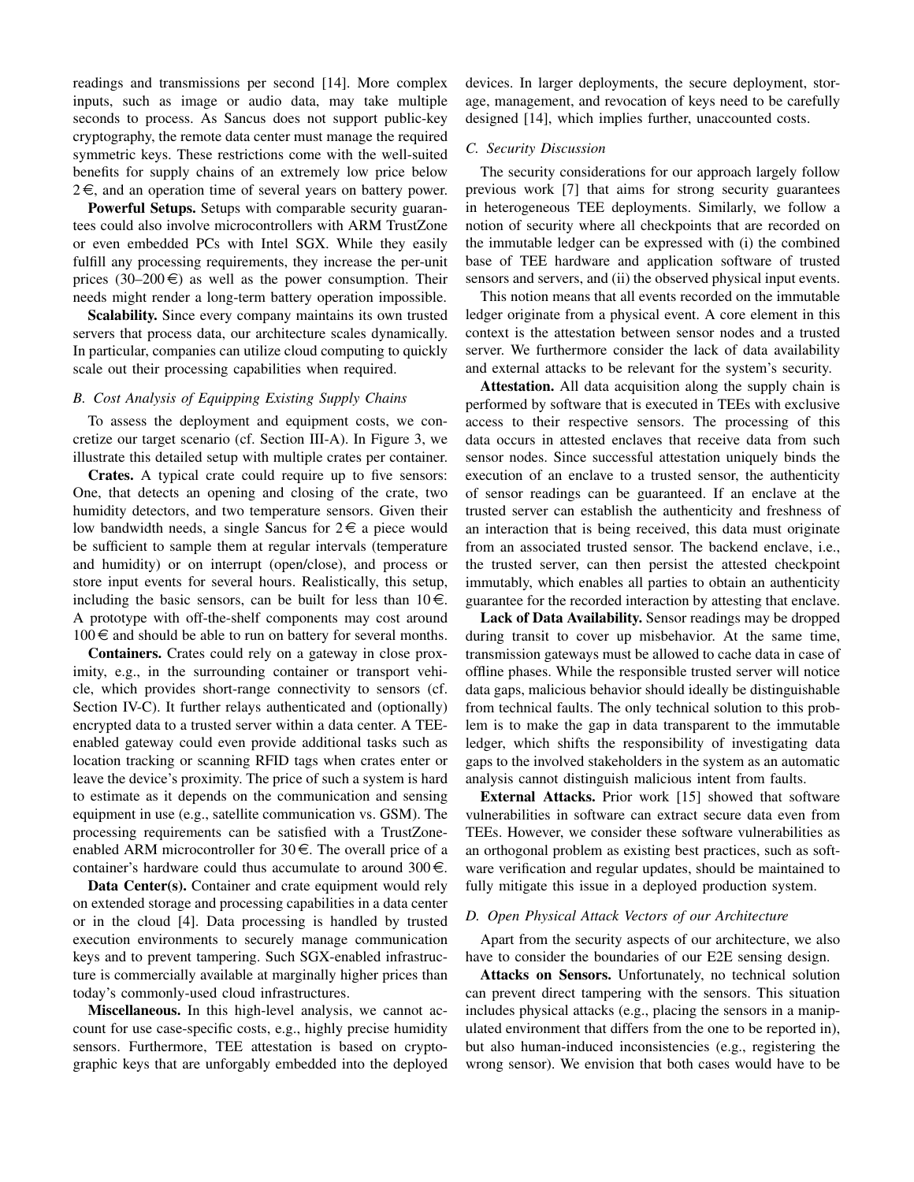readings and transmissions per second [14]. More complex inputs, such as image or audio data, may take multiple seconds to process. As Sancus does not support public-key cryptography, the remote data center must manage the required symmetric keys. These restrictions come with the well-suited benefits for supply chains of an extremely low price below 2 €, and an operation time of several years on battery power.

**Powerful Setups.** Setups with comparable security guarantees could also involve microcontrollers with ARM TrustZone or even embedded PCs with Intel SGX. While they easily fulfill any processing requirements, they increase the per-unit prices (30–200 €) as well as the power consumption. Their needs might render a long-term battery operation impossible.

**Scalability.** Since every company maintains its own trusted servers that process data, our architecture scales dynamically. In particular, companies can utilize cloud computing to quickly scale out their processing capabilities when required.

### B. Cost Analysis of Equipping Existing Supply Chains

To assess the deployment and equipment costs, we concretize our target scenario (cf. Section III-A). In Figure 3, we illustrate this detailed setup with multiple crates per container.

**Crates.** A typical crate could require up to five sensors: One, that detects an opening and closing of the crate, two humidity detectors, and two temperature sensors. Given their low bandwidth needs, a single Sancus for 2 € a piece would be sufficient to sample them at regular intervals (temperature and humidity) or on interrupt (open/close), and process or store input events for several hours. Realistically, this setup, including the basic sensors, can be built for less than 10 €. A prototype with off-the-shelf components may cost around 100 € and should be able to run on battery for several months.

**Containers.** Crates could rely on a gateway in close proximity, e.g., in the surrounding container or transport vehicle, which provides short-range connectivity to sensors (cf. Section IV-C). It further relays authenticated and (optionally) encrypted data to a trusted server within a data center. A TEE-enabled gateway could even provide additional tasks such as location tracking or scanning RFID tags when crates enter or leave the device's proximity. The price of such a system is hard to estimate as it depends on the communication and sensing equipment in use (e.g., satellite communication vs. GSM). The processing requirements can be satisfied with a TrustZone-enabled ARM microcontroller for 30 €. The overall price of a container's hardware could thus accumulate to around 300 €.

**Data Center(s).** Container and crate equipment would rely on extended storage and processing capabilities in a data center or in the cloud [4]. Data processing is handled by trusted execution environments to securely manage communication keys and to prevent tampering. Such SGX-enabled infrastructure is commercially available at marginally higher prices than today's commonly-used cloud infrastructures.

**Miscellaneous.** In this high-level analysis, we cannot account for use case-specific costs, e.g., highly precise humidity sensors. Furthermore, TEE attestation is based on cryptographic keys that are unforgably embedded into the deployed devices. In larger deployments, the secure deployment, storage, management, and revocation of keys need to be carefully designed [14], which implies further, unaccounted costs.

### C. Security Discussion

The security considerations for our approach largely follow previous work [7] that aims for strong security guarantees in heterogeneous TEE deployments. Similarly, we follow a notion of security where all checkpoints that are recorded on the immutable ledger can be expressed with (i) the combined base of TEE hardware and application software of trusted sensors and servers, and (ii) the observed physical input events.

This notion means that all events recorded on the immutable ledger originate from a physical event. A core element in this context is the attestation between sensor nodes and a trusted server. We furthermore consider the lack of data availability and external attacks to be relevant for the system's security.

**Attestation.** All data acquisition along the supply chain is performed by software that is executed in TEEs with exclusive access to their respective sensors. The processing of this data occurs in attested enclaves that receive data from such sensor nodes. Since successful attestation uniquely binds the execution of an enclave to a trusted sensor, the authenticity of sensor readings can be guaranteed. If an enclave at the trusted server can establish the authenticity and freshness of an interaction that is being received, this data must originate from an associated trusted sensor. The backend enclave, i.e., the trusted server, can then persist the attested checkpoint immutably, which enables all parties to obtain an authenticity guarantee for the recorded interaction by attesting that enclave.

**Lack of Data Availability.** Sensor readings may be dropped during transit to cover up misbehavior. At the same time, transmission gateways must be allowed to cache data in case of offline phases. While the responsible trusted server will notice data gaps, malicious behavior should ideally be distinguishable from technical faults. The only technical solution to this problem is to make the gap in data transparent to the immutable ledger, which shifts the responsibility of investigating data gaps to the involved stakeholders in the system as an automatic analysis cannot distinguish malicious intent from faults.

**External Attacks.** Prior work [15] showed that software vulnerabilities in software can extract secure data even from TEEs. However, we consider these software vulnerabilities as an orthogonal problem as existing best practices, such as software verification and regular updates, should be maintained to fully mitigate this issue in a deployed production system.

### D. Open Physical Attack Vectors of our Architecture

Apart from the security aspects of our architecture, we also have to consider the boundaries of our E2E sensing design.

**Attacks on Sensors.** Unfortunately, no technical solution can prevent direct tampering with the sensors. This situation includes physical attacks (e.g., placing the sensors in a manipulated environment that differs from the one to be reported in), but also human-induced inconsistencies (e.g., registering the wrong sensor). We envision that both cases would have to be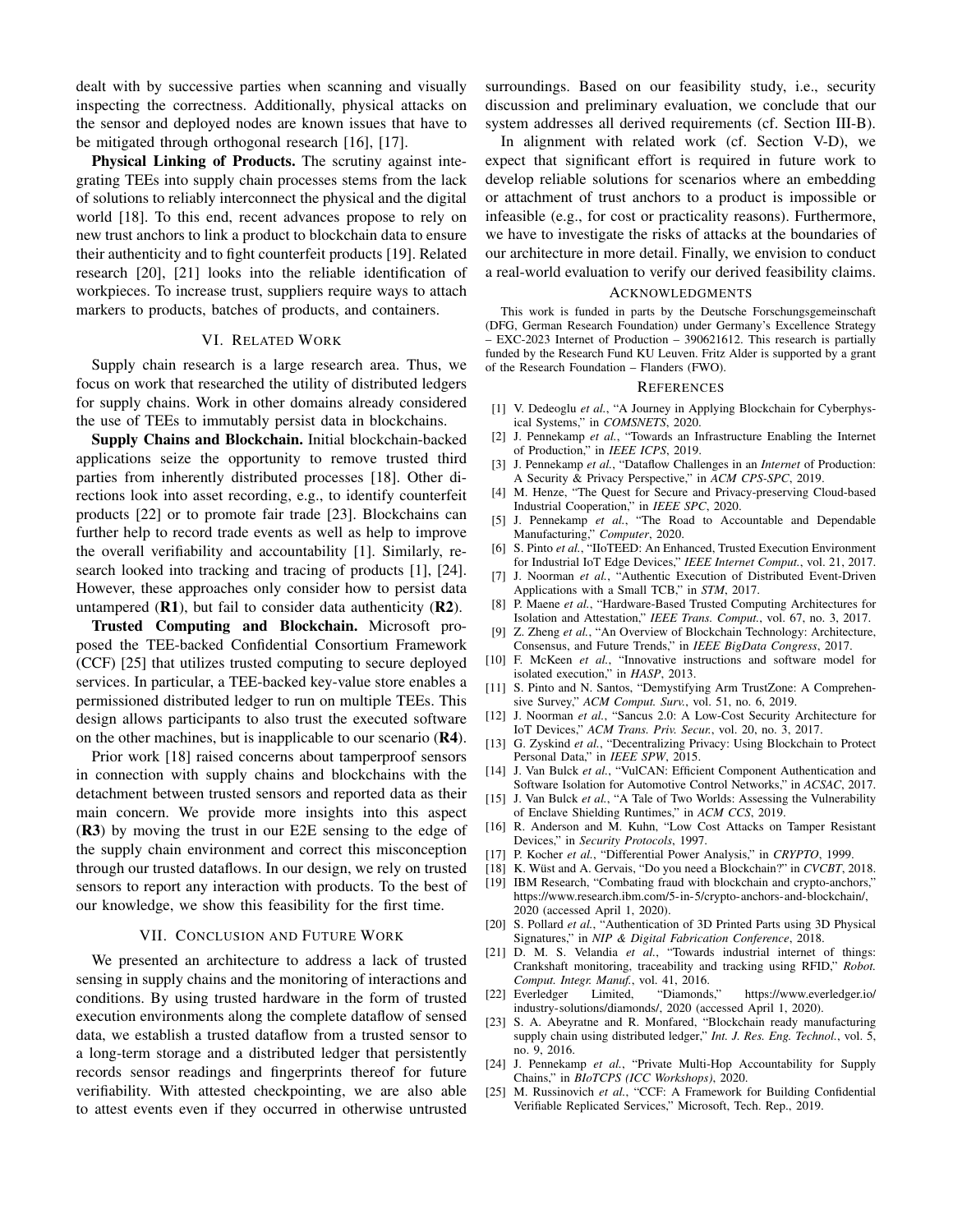dealt with by successive parties when scanning and visually inspecting the correctness. Additionally, physical attacks on the sensor and deployed nodes are known issues that have to be mitigated through orthogonal research [16], [17].

**Physical Linking of Products.** The scrutiny against integrating TEEs into supply chain processes stems from the lack of solutions to reliably interconnect the physical and the digital world [18]. To this end, recent advances propose to rely on new trust anchors to link a product to blockchain data to ensure their authenticity and to fight counterfeit products [19]. Related research [20], [21] looks into the reliable identification of workpieces. To increase trust, suppliers require ways to attach markers to products, batches of products, and containers.

## VI. Related Work

Supply chain research is a large research area. Thus, we focus on work that researched the utility of distributed ledgers for supply chains. Work in other domains already considered the use of TEEs to immutably persist data in blockchains.

**Supply Chains and Blockchain.** Initial blockchain-backed applications seize the opportunity to remove trusted third parties from inherently distributed processes [18]. Other directions look into asset recording, e.g., to identify counterfeit products [22] or to promote fair trade [23]. Blockchains can further help to record trade events as well as help to improve the overall verifiability and accountability [1]. Similarly, research looked into tracking and tracing of products [1], [24]. However, these approaches only consider how to persist data untampered (**R1**), but fail to consider data authenticity (**R2**).

**Trusted Computing and Blockchain.** Microsoft proposed the TEE-backed Confidential Consortium Framework (CCF) [25] that utilizes trusted computing to secure deployed services. In particular, a TEE-backed key-value store enables a permissioned distributed ledger to run on multiple TEEs. This design allows participants to also trust the executed software on the other machines, but is inapplicable to our scenario (**R4**).

Prior work [18] raised concerns about tamperproof sensors in connection with supply chains and blockchains with the detachment between trusted sensors and reported data as their main concern. We provide more insights into this aspect (**R3**) by moving the trust in our E2E sensing to the edge of the supply chain environment and correct this misconception through our trusted dataflows. In our design, we rely on trusted sensors to report any interaction with products. To the best of our knowledge, we show this feasibility for the first time.

## VII. Conclusion and Future Work

We presented an architecture to address a lack of trusted sensing in supply chains and the monitoring of interactions and conditions. By using trusted hardware in the form of trusted execution environments along the complete dataflow of sensed data, we establish a trusted dataflow from a trusted sensor to a long-term storage and a distributed ledger that persistently records sensor readings and fingerprints thereof for future verifiability. With attested checkpointing, we are also able to attest events even if they occurred in otherwise untrusted surroundings. Based on our feasibility study, i.e., security discussion and preliminary evaluation, we conclude that our system addresses all derived requirements (cf. Section III-B).

In alignment with related work (cf. Section V-D), we expect that significant effort is required in future work to develop reliable solutions for scenarios where an embedding or attachment of trust anchors to a product is impossible or infeasible (e.g., for cost or practicality reasons). Furthermore, we have to investigate the risks of attacks at the boundaries of our architecture in more detail. Finally, we envision to conduct a real-world evaluation to verify our derived feasibility claims.

## Acknowledgments

This work is funded in parts by the Deutsche Forschungsgemeinschaft (DFG, German Research Foundation) under Germany's Excellence Strategy – EXC-2023 Internet of Production – 390621612. This research is partially funded by the Research Fund KU Leuven. Fritz Alder is supported by a grant of the Research Foundation – Flanders (FWO).

## References

[1] V. Dedeoglu *et al.*, "A Journey in Applying Blockchain for Cyberphysical Systems," in *COMSNETS*, 2020.

[2] J. Pennekamp *et al.*, "Towards an Infrastructure Enabling the Internet of Production," in *IEEE ICPS*, 2019.

[3] J. Pennekamp *et al.*, "Dataflow Challenges in an *Internet* of Production: A Security & Privacy Perspective," in *ACM CPS-SPC*, 2019.

[4] M. Henze, "The Quest for Secure and Privacy-preserving Cloud-based Industrial Cooperation," in *IEEE SPC*, 2020.

[5] J. Pennekamp *et al.*, "The Road to Accountable and Dependable Manufacturing," *Computer*, 2020.

[6] S. Pinto *et al.*, "IIoTEED: An Enhanced, Trusted Execution Environment for Industrial IoT Edge Devices," *IEEE Internet Comput.*, vol. 21, 2017.

[7] J. Noorman *et al.*, "Authentic Execution of Distributed Event-Driven Applications with a Small TCB," in *STM*, 2017.

[8] P. Maene *et al.*, "Hardware-Based Trusted Computing Architectures for Isolation and Attestation," *IEEE Trans. Comput.*, vol. 67, no. 3, 2017.

[9] Z. Zheng *et al.*, "An Overview of Blockchain Technology: Architecture, Consensus, and Future Trends," in *IEEE BigData Congress*, 2017.

[10] F. McKeen *et al.*, "Innovative instructions and software model for isolated execution," in *HASP*, 2013.

[11] S. Pinto and N. Santos, "Demystifying Arm TrustZone: A Comprehensive Survey," *ACM Comput. Surv.*, vol. 51, no. 6, 2019.

[12] J. Noorman *et al.*, "Sancus 2.0: A Low-Cost Security Architecture for IoT Devices," *ACM Trans. Priv. Secur.*, vol. 20, no. 3, 2017.

[13] G. Zyskind *et al.*, "Decentralizing Privacy: Using Blockchain to Protect Personal Data," in *IEEE SPW*, 2015.

[14] J. Van Bulck *et al.*, "VulCAN: Efficient Component Authentication and Software Isolation for Automotive Control Networks," in *ACSAC*, 2017.

[15] J. Van Bulck *et al.*, "A Tale of Two Worlds: Assessing the Vulnerability of Enclave Shielding Runtimes," in *ACM CCS*, 2019.

[16] R. Anderson and M. Kuhn, "Low Cost Attacks on Tamper Resistant Devices," in *Security Protocols*, 1997.

[17] P. Kocher *et al.*, "Differential Power Analysis," in *CRYPTO*, 1999.

[18] K. Wüst and A. Gervais, "Do you need a Blockchain?" in *CVCBT*, 2018.

[19] IBM Research, "Combating fraud with blockchain and crypto-anchors," https://www.research.ibm.com/5-in-5/crypto-anchors-and-blockchain/, 2020 (accessed April 1, 2020).

[20] S. Pollard *et al.*, "Authentication of 3D Printed Parts using 3D Physical Signatures," in *NIP & Digital Fabrication Conference*, 2018.

[21] D. M. S. Velandia *et al.*, "Towards industrial internet of things: Crankshaft monitoring, traceability and tracking using RFID," *Robot. Comput. Integr. Manuf.*, vol. 41, 2016.

[22] Everledger Limited, "Diamonds," https://www.everledger.io/industry-solutions/diamonds/, 2020 (accessed April 1, 2020).

[23] S. A. Abeyratne and R. Monfared, "Blockchain ready manufacturing supply chain using distributed ledger," *Int. J. Res. Eng. Technol.*, vol. 5, no. 9, 2016.

[24] J. Pennekamp *et al.*, "Private Multi-Hop Accountability for Supply Chains," in *BIoTCPS (ICC Workshops)*, 2020.

[25] M. Russinovich *et al.*, "CCF: A Framework for Building Confidential Verifiable Replicated Services," Microsoft, Tech. Rep., 2019.